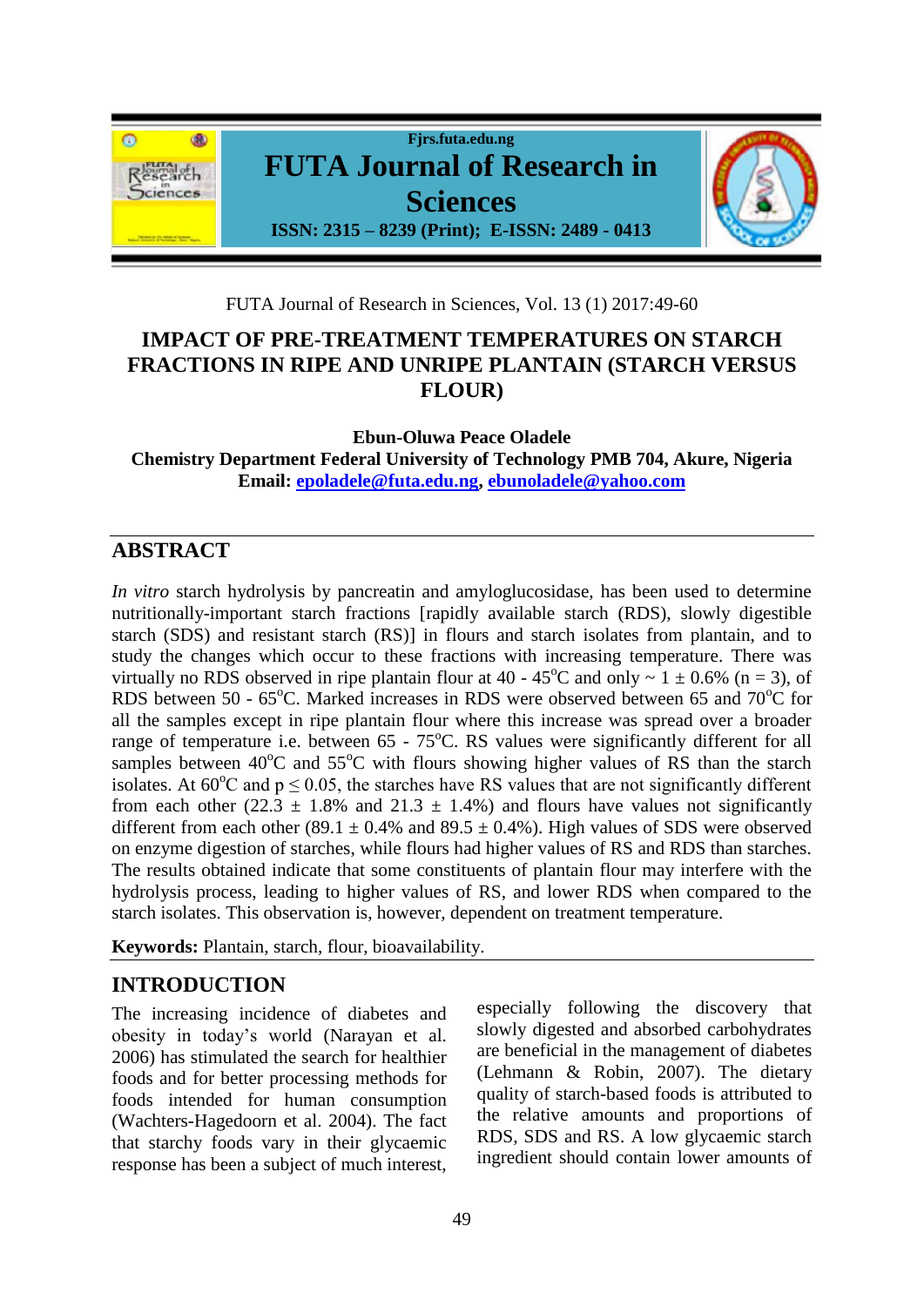# IMPACT OF PRE-TREATMENT TEMPERATURES ON STARCH FRACTIONS IN RIPE AND UNRIPE PLANTAIN (STARCH VERSUS FLOUR)

**Ebun-Oluwa Peace Oladele**
**Chemistry Department Federal University of Technology PMB 704, Akure, Nigeria**
**Email: epoladele@futa.edu.ng, ebunoladele@yahoo.com**

## ABSTRACT

*In vitro* starch hydrolysis by pancreatin and amyloglucosidase, has been used to determine nutritionally-important starch fractions [rapidly available starch (RDS), slowly digestible starch (SDS) and resistant starch (RS)] in flours and starch isolates from plantain, and to study the changes which occur to these fractions with increasing temperature. There was virtually no RDS observed in ripe plantain flour at 40 - 45°C and only ~ 1 ± 0.6% (n = 3), of RDS between 50 - 65°C. Marked increases in RDS were observed between 65 and 70°C for all the samples except in ripe plantain flour where this increase was spread over a broader range of temperature i.e. between 65 - 75°C. RS values were significantly different for all samples between 40°C and 55°C with flours showing higher values of RS than the starch isolates. At 60°C and $p \leq 0.05$, the starches have RS values that are not significantly different from each other (22.3 ± 1.8% and 21.3 ± 1.4%) and flours have values not significantly different from each other (89.1 ± 0.4% and 89.5 ± 0.4%). High values of SDS were observed on enzyme digestion of starches, while flours had higher values of RS and RDS than starches. The results obtained indicate that some constituents of plantain flour may interfere with the hydrolysis process, leading to higher values of RS, and lower RDS when compared to the starch isolates. This observation is, however, dependent on treatment temperature.

**Keywords:** Plantain, starch, flour, bioavailability.

## INTRODUCTION

The increasing incidence of diabetes and obesity in today's world (Narayan et al. 2006) has stimulated the search for healthier foods and for better processing methods for foods intended for human consumption (Wachters-Hagedoorn et al. 2004). The fact that starchy foods vary in their glycaemic response has been a subject of much interest, especially following the discovery that slowly digested and absorbed carbohydrates are beneficial in the management of diabetes (Lehmann & Robin, 2007). The dietary quality of starch-based foods is attributed to the relative amounts and proportions of RDS, SDS and RS. A low glycaemic starch ingredient should contain lower amounts of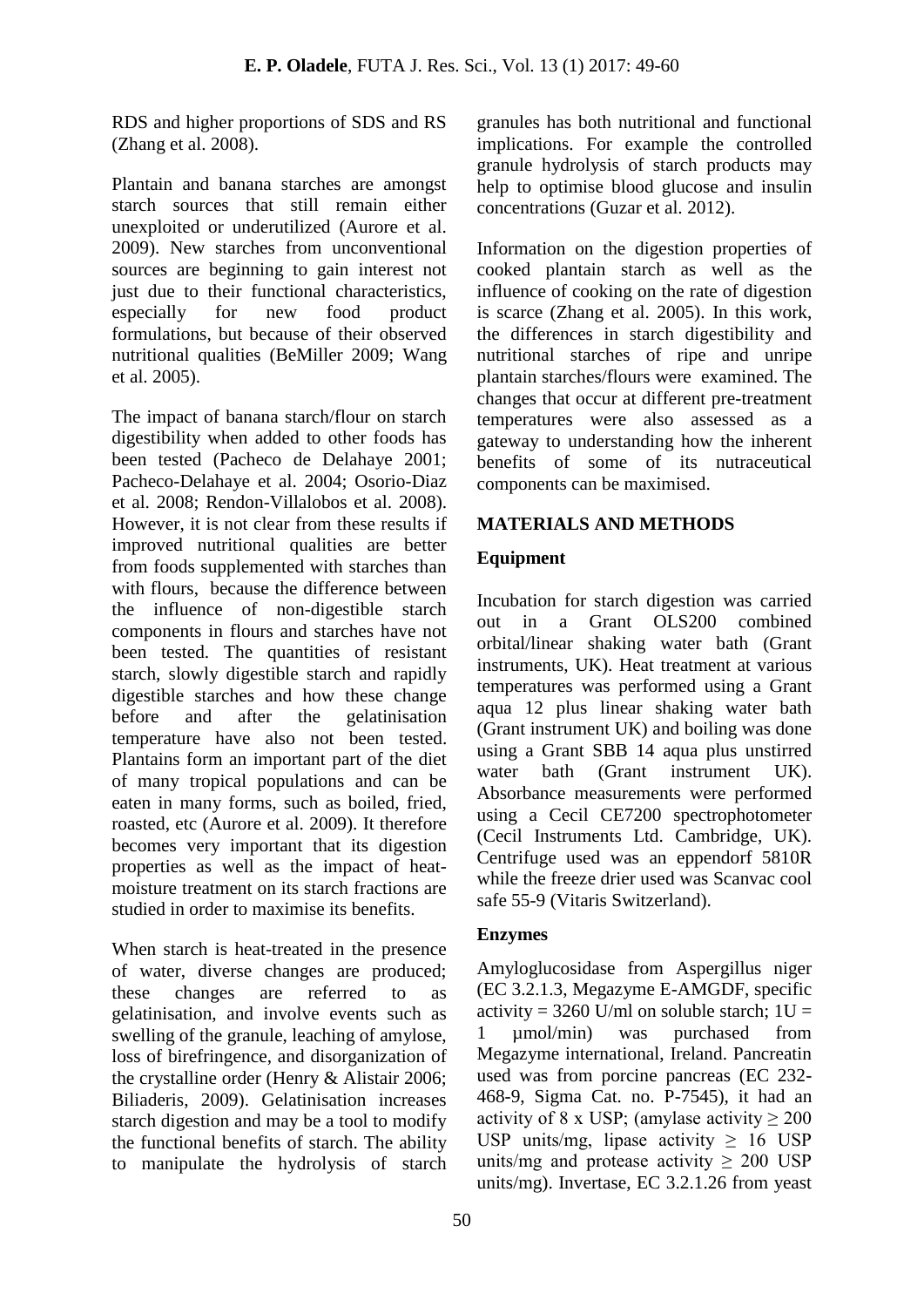RDS and higher proportions of SDS and RS (Zhang et al. 2008).

Plantain and banana starches are amongst starch sources that still remain either unexploited or underutilized (Aurore et al. 2009). New starches from unconventional sources are beginning to gain interest not just due to their functional characteristics, especially for new food product formulations, but because of their observed nutritional qualities (BeMiller 2009; Wang et al. 2005).

The impact of banana starch/flour on starch digestibility when added to other foods has been tested (Pacheco de Delahaye 2001; Pacheco-Delahaye et al. 2004; Osorio-Diaz et al. 2008; Rendon-Villalobos et al. 2008). However, it is not clear from these results if improved nutritional qualities are better from foods supplemented with starches than with flours, because the difference between the influence of non-digestible starch components in flours and starches have not been tested. The quantities of resistant starch, slowly digestible starch and rapidly digestible starches and how these change before and after the gelatinisation temperature have also not been tested. Plantains form an important part of the diet of many tropical populations and can be eaten in many forms, such as boiled, fried, roasted, etc (Aurore et al. 2009). It therefore becomes very important that its digestion properties as well as the impact of heat-moisture treatment on its starch fractions are studied in order to maximise its benefits.

When starch is heat-treated in the presence of water, diverse changes are produced; these changes are referred to as gelatinisation, and involve events such as swelling of the granule, leaching of amylose, loss of birefringence, and disorganization of the crystalline order (Henry & Alistair 2006; Biliaderis, 2009). Gelatinisation increases starch digestion and may be a tool to modify the functional benefits of starch. The ability to manipulate the hydrolysis of starch granules has both nutritional and functional implications. For example the controlled granule hydrolysis of starch products may help to optimise blood glucose and insulin concentrations (Guzar et al. 2012).

Information on the digestion properties of cooked plantain starch as well as the influence of cooking on the rate of digestion is scarce (Zhang et al. 2005). In this work, the differences in starch digestibility and nutritional starches of ripe and unripe plantain starches/flours were examined. The changes that occur at different pre-treatment temperatures were also assessed as a gateway to understanding how the inherent benefits of some of its nutraceutical components can be maximised.

## MATERIALS AND METHODS

### Equipment

Incubation for starch digestion was carried out in a Grant OLS200 combined orbital/linear shaking water bath (Grant instruments, UK). Heat treatment at various temperatures was performed using a Grant aqua 12 plus linear shaking water bath (Grant instrument UK) and boiling was done using a Grant SBB 14 aqua plus unstirred water bath (Grant instrument UK). Absorbance measurements were performed using a Cecil CE7200 spectrophotometer (Cecil Instruments Ltd. Cambridge, UK). Centrifuge used was an eppendorf 5810R while the freeze drier used was Scanvac cool safe 55-9 (Vitaris Switzerland).

### Enzymes

Amyloglucosidase from Aspergillus niger (EC 3.2.1.3, Megazyme E-AMGDF, specific activity = 3260 U/ml on soluble starch; 1U = 1 µmol/min) was purchased from Megazyme international, Ireland. Pancreatin used was from porcine pancreas (EC 232-468-9, Sigma Cat. no. P-7545), it had an activity of 8 x USP; (amylase activity ≥ 200 USP units/mg, lipase activity ≥ 16 USP units/mg and protease activity ≥ 200 USP units/mg). Invertase, EC 3.2.1.26 from yeast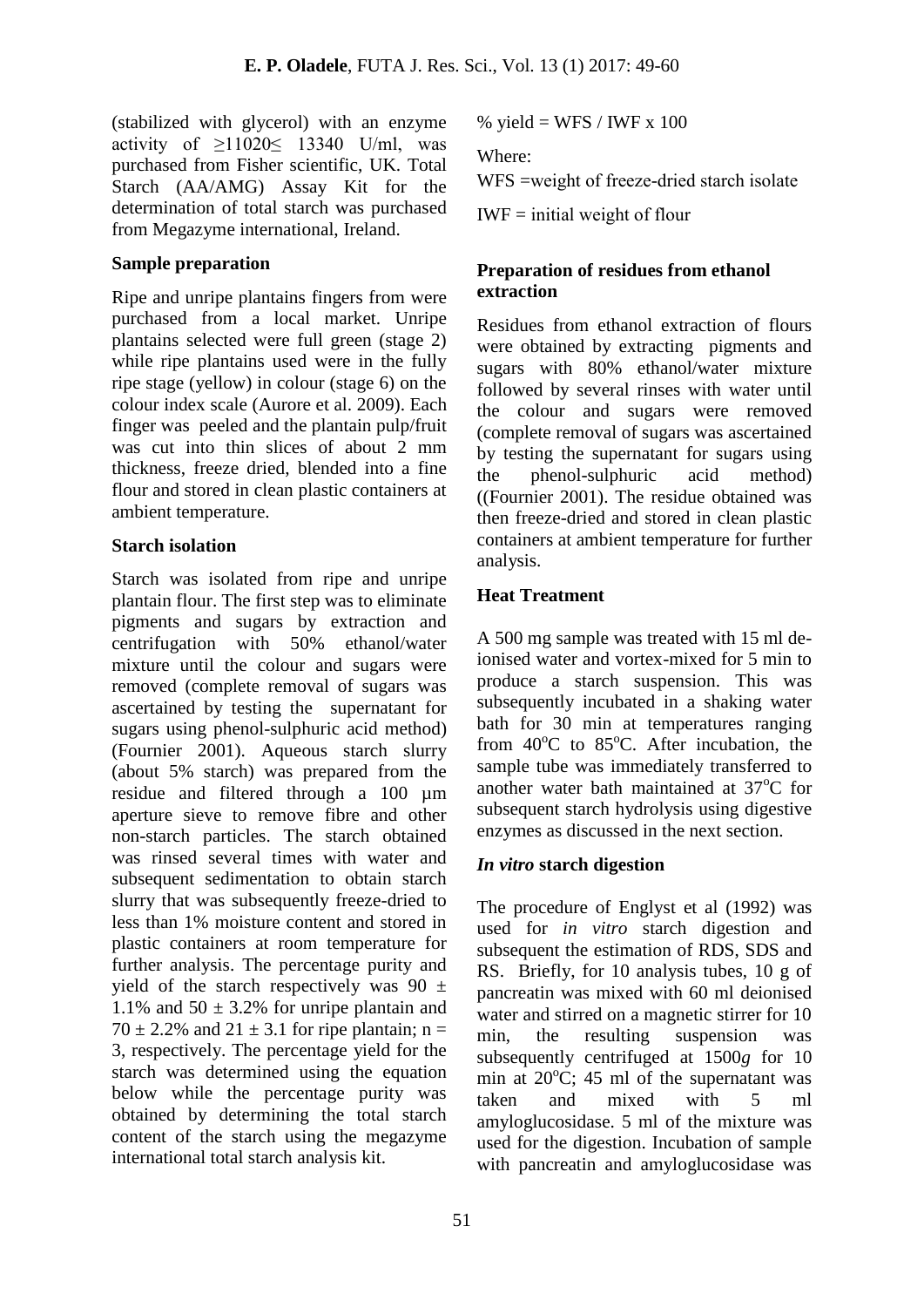(stabilized with glycerol) with an enzyme activity of $\geq$11020$\leq$ 13340 U/ml, was purchased from Fisher scientific, UK. Total Starch (AA/AMG) Assay Kit for the determination of total starch was purchased from Megazyme international, Ireland.

**Sample preparation**

Ripe and unripe plantains fingers from were purchased from a local market. Unripe plantains selected were full green (stage 2) while ripe plantains used were in the fully ripe stage (yellow) in colour (stage 6) on the colour index scale (Aurore et al. 2009). Each finger was peeled and the plantain pulp/fruit was cut into thin slices of about 2 mm thickness, freeze dried, blended into a fine flour and stored in clean plastic containers at ambient temperature.

**Starch isolation**

Starch was isolated from ripe and unripe plantain flour. The first step was to eliminate pigments and sugars by extraction and centrifugation with 50% ethanol/water mixture until the colour and sugars were removed (complete removal of sugars was ascertained by testing the supernatant for sugars using phenol-sulphuric acid method) (Fournier 2001). Aqueous starch slurry (about 5% starch) was prepared from the residue and filtered through a 100 µm aperture sieve to remove fibre and other non-starch particles. The starch obtained was rinsed several times with water and subsequent sedimentation to obtain starch slurry that was subsequently freeze-dried to less than 1% moisture content and stored in plastic containers at room temperature for further analysis. The percentage purity and yield of the starch respectively was 90 $\pm$ 1.1% and 50 $\pm$ 3.2% for unripe plantain and 70 $\pm$ 2.2% and 21 $\pm$ 3.1 for ripe plantain; n = 3, respectively. The percentage yield for the starch was determined using the equation below while the percentage purity was obtained by determining the total starch content of the starch using the megazyme international total starch analysis kit.

$$\% \text{ yield} = WFS / IWF \times 100$$

Where:

WFS =weight of freeze-dried starch isolate

IWF = initial weight of flour

**Preparation of residues from ethanol extraction**

Residues from ethanol extraction of flours were obtained by extracting pigments and sugars with 80% ethanol/water mixture followed by several rinses with water until the colour and sugars were removed (complete removal of sugars was ascertained by testing the supernatant for sugars using the phenol-sulphuric acid method) ((Fournier 2001). The residue obtained was then freeze-dried and stored in clean plastic containers at ambient temperature for further analysis.

**Heat Treatment**

A 500 mg sample was treated with 15 ml de-ionised water and vortex-mixed for 5 min to produce a starch suspension. This was subsequently incubated in a shaking water bath for 30 min at temperatures ranging from 40$^{o}$C to 85$^{o}$C. After incubation, the sample tube was immediately transferred to another water bath maintained at 37$^{o}$C for subsequent starch hydrolysis using digestive enzymes as discussed in the next section.

***In vitro* starch digestion**

The procedure of Englyst et al (1992) was used for *in vitro* starch digestion and subsequent the estimation of RDS, SDS and RS. Briefly, for 10 analysis tubes, 10 g of pancreatin was mixed with 60 ml deionised water and stirred on a magnetic stirrer for 10 min, the resulting suspension was subsequently centrifuged at 1500*g* for 10 min at 20$^{o}$C; 45 ml of the supernatant was taken and mixed with 5 ml amyloglucosidase. 5 ml of the mixture was used for the digestion. Incubation of sample with pancreatin and amyloglucosidase was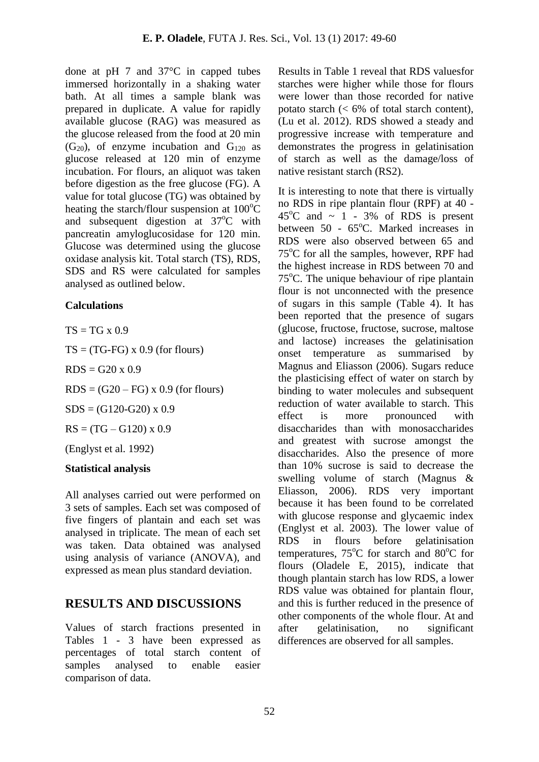done at pH 7 and 37°C in capped tubes immersed horizontally in a shaking water bath. At all times a sample blank was prepared in duplicate. A value for rapidly available glucose (RAG) was measured as the glucose released from the food at 20 min ($G_{20}$), of enzyme incubation and $G_{120}$ as glucose released at 120 min of enzyme incubation. For flours, an aliquot was taken before digestion as the free glucose (FG). A value for total glucose (TG) was obtained by heating the starch/flour suspension at 100°C and subsequent digestion at 37°C with pancreatin amyloglucosidase for 120 min. Glucose was determined using the glucose oxidase analysis kit. Total starch (TS), RDS, SDS and RS were calculated for samples analysed as outlined below.

**Calculations**

TS = TG x 0.9

TS = (TG-FG) x 0.9 (for flours)

RDS = G20 x 0.9

RDS = (G20 – FG) x 0.9 (for flours)

SDS = (G120-G20) x 0.9

RS = (TG – G120) x 0.9

(Englyst et al. 1992)

**Statistical analysis**

All analyses carried out were performed on 3 sets of samples. Each set was composed of five fingers of plantain and each set was analysed in triplicate. The mean of each set was taken. Data obtained was analysed using analysis of variance (ANOVA), and expressed as mean plus standard deviation.

## RESULTS AND DISCUSSIONS

Values of starch fractions presented in Tables 1 - 3 have been expressed as percentages of total starch content of samples analysed to enable easier comparison of data.

Results in Table 1 reveal that RDS valuesfor starches were higher while those for flours were lower than those recorded for native potato starch (< 6% of total starch content), (Lu et al. 2012). RDS showed a steady and progressive increase with temperature and demonstrates the progress in gelatinisation of starch as well as the damage/loss of native resistant starch (RS2).

It is interesting to note that there is virtually no RDS in ripe plantain flour (RPF) at 40 - 45°C and ~ 1 - 3% of RDS is present between 50 - 65°C. Marked increases in RDS were also observed between 65 and 75°C for all the samples, however, RPF had the highest increase in RDS between 70 and 75°C. The unique behaviour of ripe plantain flour is not unconnected with the presence of sugars in this sample (Table 4). It has been reported that the presence of sugars (glucose, fructose, fructose, sucrose, maltose and lactose) increases the gelatinisation onset temperature as summarised by Magnus and Eliasson (2006). Sugars reduce the plasticising effect of water on starch by binding to water molecules and subsequent reduction of water available to starch. This effect is more pronounced with disaccharides than with monosaccharides and greatest with sucrose amongst the disaccharides. Also the presence of more than 10% sucrose is said to decrease the swelling volume of starch (Magnus & Eliasson, 2006). RDS very important because it has been found to be correlated with glucose response and glycaemic index (Englyst et al. 2003). The lower value of RDS in flours before gelatinisation temperatures, 75°C for starch and 80°C for flours (Oladele E, 2015), indicate that though plantain starch has low RDS, a lower RDS value was obtained for plantain flour, and this is further reduced in the presence of other components of the whole flour. At and after gelatinisation, no significant differences are observed for all samples.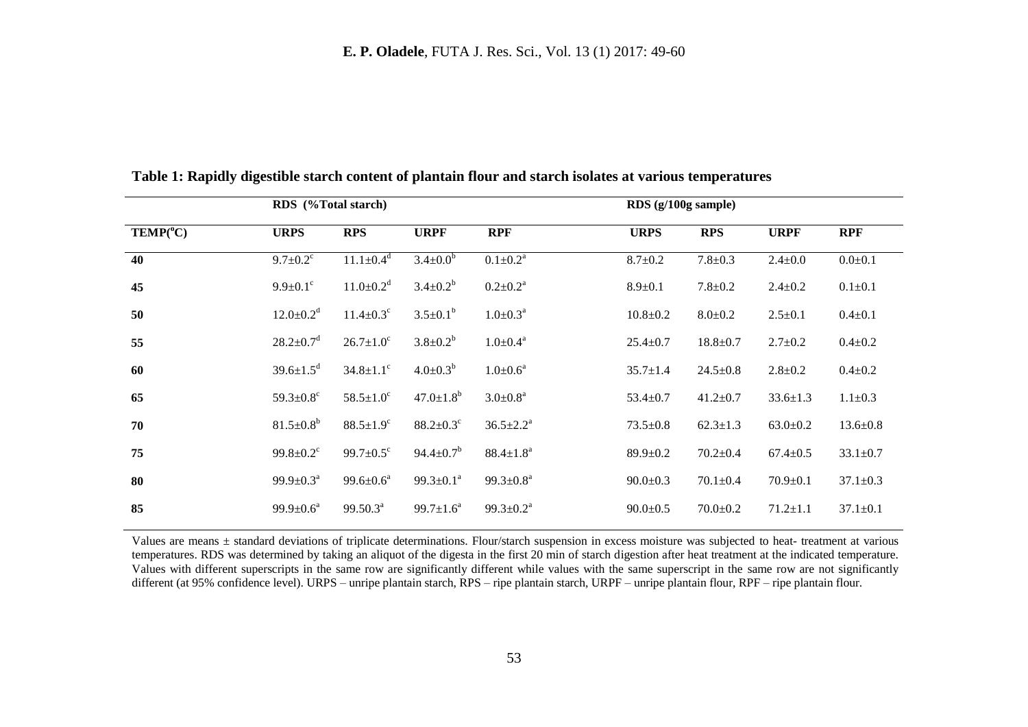**Table 1: Rapidly digestible starch content of plantain flour and starch isolates at various temperatures**

| | RDS (%Total starch) | | | | RDS (g/100g sample) | | | |
|---|---|---|---|---|---|---|---|---|
| TEMP($^{o}$C) | URPS | RPS | URPF | RPF | URPS | RPS | URPF | RPF |
| 40 | $9.7\pm0.2^{c}$ | $11.1\pm0.4^{d}$ | $3.4\pm0.0^{b}$ | $0.1\pm0.2^{a}$ | 8.7±0.2 | 7.8±0.3 | 2.4±0.0 | 0.0±0.1 |
| 45 | $9.9\pm0.1^{c}$ | $11.0\pm0.2^{d}$ | $3.4\pm0.2^{b}$ | $0.2\pm0.2^{a}$ | 8.9±0.1 | 7.8±0.2 | 2.4±0.2 | 0.1±0.1 |
| 50 | $12.0\pm0.2^{d}$ | $11.4\pm0.3^{c}$ | $3.5\pm0.1^{b}$ | $1.0\pm0.3^{a}$ | 10.8±0.2 | 8.0±0.2 | 2.5±0.1 | 0.4±0.1 |
| 55 | $28.2\pm0.7^{d}$ | $26.7\pm1.0^{c}$ | $3.8\pm0.2^{b}$ | $1.0\pm0.4^{a}$ | 25.4±0.7 | 18.8±0.7 | 2.7±0.2 | 0.4±0.2 |
| 60 | $39.6\pm1.5^{d}$ | $34.8\pm1.1^{c}$ | $4.0\pm0.3^{b}$ | $1.0\pm0.6^{a}$ | 35.7±1.4 | 24.5±0.8 | 2.8±0.2 | 0.4±0.2 |
| 65 | $59.3\pm0.8^{c}$ | $58.5\pm1.0^{c}$ | $47.0\pm1.8^{b}$ | $3.0\pm0.8^{a}$ | 53.4±0.7 | 41.2±0.7 | 33.6±1.3 | 1.1±0.3 |
| 70 | $81.5\pm0.8^{b}$ | $88.5\pm1.9^{c}$ | $88.2\pm0.3^{c}$ | $36.5\pm2.2^{a}$ | 73.5±0.8 | 62.3±1.3 | 63.0±0.2 | 13.6±0.8 |
| 75 | $99.8\pm0.2^{c}$ | $99.7\pm0.5^{c}$ | $94.4\pm0.7^{b}$ | $88.4\pm1.8^{a}$ | 89.9±0.2 | 70.2±0.4 | 67.4±0.5 | 33.1±0.7 |
| 80 | $99.9\pm0.3^{a}$ | $99.6\pm0.6^{a}$ | $99.3\pm0.1^{a}$ | $99.3\pm0.8^{a}$ | 90.0±0.3 | 70.1±0.4 | 70.9±0.1 | 37.1±0.3 |
| 85 | $99.9\pm0.6^{a}$ | $99.50.3^{a}$ | $99.7\pm1.6^{a}$ | $99.3\pm0.2^{a}$ | 90.0±0.5 | 70.0±0.2 | 71.2±1.1 | 37.1±0.1 |

Values are means ± standard deviations of triplicate determinations. Flour/starch suspension in excess moisture was subjected to heat- treatment at various temperatures. RDS was determined by taking an aliquot of the digesta in the first 20 min of starch digestion after heat treatment at the indicated temperature. Values with different superscripts in the same row are significantly different while values with the same superscript in the same row are not significantly different (at 95% confidence level). URPS – unripe plantain starch, RPS – ripe plantain starch, URPF – unripe plantain flour, RPF – ripe plantain flour.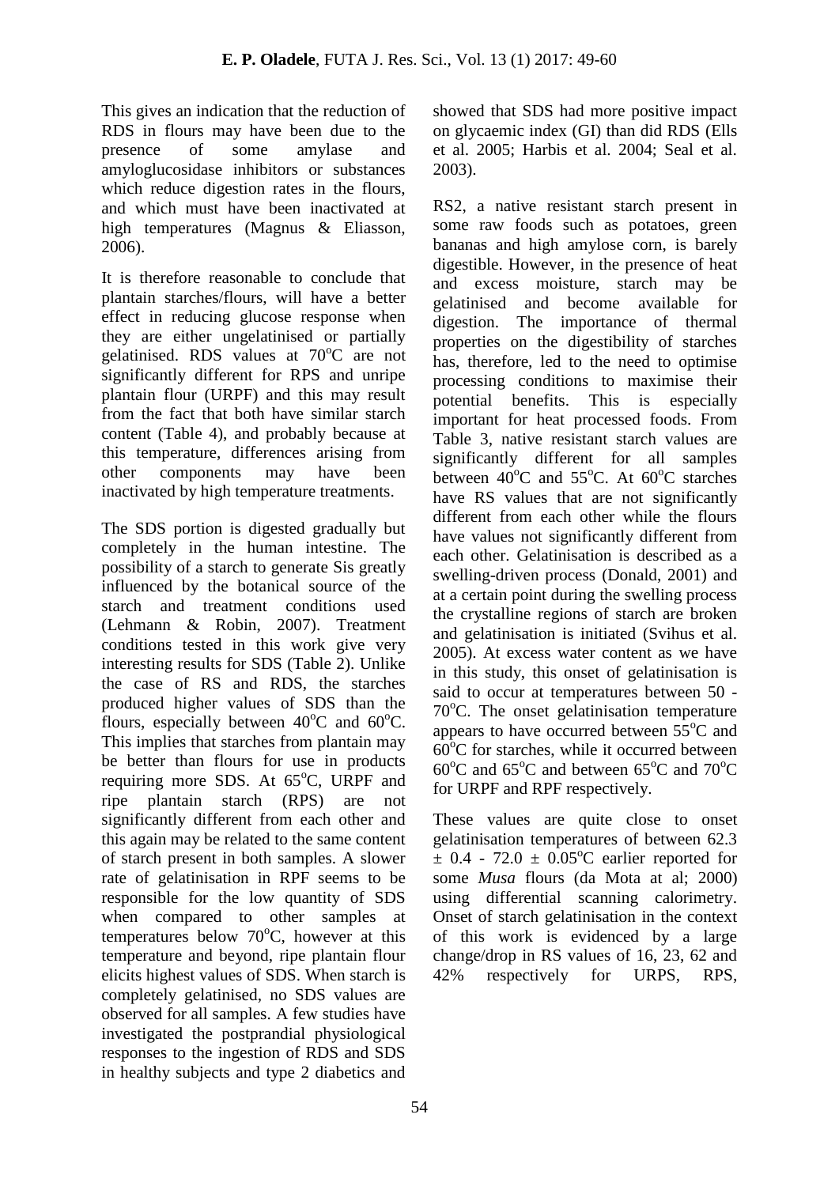This gives an indication that the reduction of RDS in flours may have been due to the presence of some amylase and amyloglucosidase inhibitors or substances which reduce digestion rates in the flours, and which must have been inactivated at high temperatures (Magnus & Eliasson, 2006).

It is therefore reasonable to conclude that plantain starches/flours, will have a better effect in reducing glucose response when they are either ungelatinised or partially gelatinised. RDS values at 70$^{o}$C are not significantly different for RPS and unripe plantain flour (URPF) and this may result from the fact that both have similar starch content (Table 4), and probably because at this temperature, differences arising from other components may have been inactivated by high temperature treatments.

The SDS portion is digested gradually but completely in the human intestine. The possibility of a starch to generate Sis greatly influenced by the botanical source of the starch and treatment conditions used (Lehmann & Robin, 2007). Treatment conditions tested in this work give very interesting results for SDS (Table 2). Unlike the case of RS and RDS, the starches produced higher values of SDS than the flours, especially between 40$^{o}$C and 60$^{o}$C. This implies that starches from plantain may be better than flours for use in products requiring more SDS. At 65$^{o}$C, URPF and ripe plantain starch (RPS) are not significantly different from each other and this again may be related to the same content of starch present in both samples. A slower rate of gelatinisation in RPF seems to be responsible for the low quantity of SDS when compared to other samples at temperatures below 70$^{o}$C, however at this temperature and beyond, ripe plantain flour elicits highest values of SDS. When starch is completely gelatinised, no SDS values are observed for all samples. A few studies have investigated the postprandial physiological responses to the ingestion of RDS and SDS in healthy subjects and type 2 diabetics and showed that SDS had more positive impact on glycaemic index (GI) than did RDS (Ells et al. 2005; Harbis et al. 2004; Seal et al. 2003).

RS2, a native resistant starch present in some raw foods such as potatoes, green bananas and high amylose corn, is barely digestible. However, in the presence of heat and excess moisture, starch may be gelatinised and become available for digestion. The importance of thermal properties on the digestibility of starches has, therefore, led to the need to optimise processing conditions to maximise their potential benefits. This is especially important for heat processed foods. From Table 3, native resistant starch values are significantly different for all samples between 40$^{o}$C and 55$^{o}$C. At 60$^{o}$C starches have RS values that are not significantly different from each other while the flours have values not significantly different from each other. Gelatinisation is described as a swelling-driven process (Donald, 2001) and at a certain point during the swelling process the crystalline regions of starch are broken and gelatinisation is initiated (Svihus et al. 2005). At excess water content as we have in this study, this onset of gelatinisation is said to occur at temperatures between 50 - 70$^{o}$C. The onset gelatinisation temperature appears to have occurred between 55$^{o}$C and 60$^{o}$C for starches, while it occurred between 60$^{o}$C and 65$^{o}$C and between 65$^{o}$C and 70$^{o}$C for URPF and RPF respectively.

These values are quite close to onset gelatinisation temperatures of between 62.3 $\pm$ 0.4 - 72.0 $\pm$ 0.05$^{o}$C earlier reported for some *Musa* flours (da Mota at al; 2000) using differential scanning calorimetry. Onset of starch gelatinisation in the context of this work is evidenced by a large change/drop in RS values of 16, 23, 62 and 42% respectively for URPS, RPS,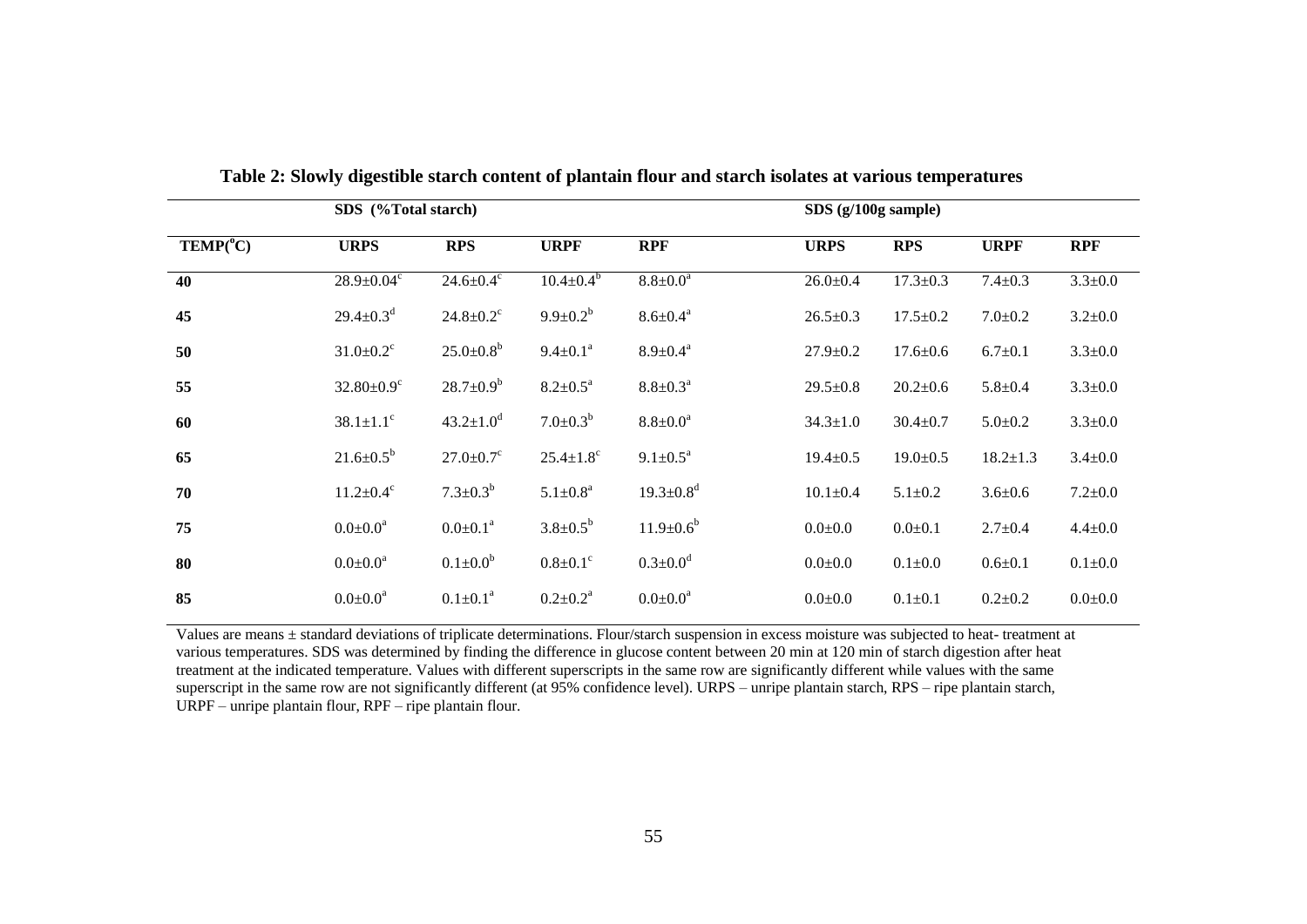**Table 2: Slowly digestible starch content of plantain flour and starch isolates at various temperatures**

| | SDS (%Total starch) | | | | SDS (g/100g sample) | | | |
|---|---|---|---|---|---|---|---|---|
| TEMP($^{o}$C) | URPS | RPS | URPF | RPF | URPS | RPS | URPF | RPF |
| 40 | 28.9±0.04$^{c}$ | 24.6±0.4$^{c}$ | 10.4±0.4$^{b}$ | 8.8±0.0$^{a}$ | 26.0±0.4 | 17.3±0.3 | 7.4±0.3 | 3.3±0.0 |
| 45 | 29.4±0.3$^{d}$ | 24.8±0.2$^{c}$ | 9.9±0.2$^{b}$ | 8.6±0.4$^{a}$ | 26.5±0.3 | 17.5±0.2 | 7.0±0.2 | 3.2±0.0 |
| 50 | 31.0±0.2$^{c}$ | 25.0±0.8$^{b}$ | 9.4±0.1$^{a}$ | 8.9±0.4$^{a}$ | 27.9±0.2 | 17.6±0.6 | 6.7±0.1 | 3.3±0.0 |
| 55 | 32.80±0.9$^{c}$ | 28.7±0.9$^{b}$ | 8.2±0.5$^{a}$ | 8.8±0.3$^{a}$ | 29.5±0.8 | 20.2±0.6 | 5.8±0.4 | 3.3±0.0 |
| 60 | 38.1±1.1$^{c}$ | 43.2±1.0$^{d}$ | 7.0±0.3$^{b}$ | 8.8±0.0$^{a}$ | 34.3±1.0 | 30.4±0.7 | 5.0±0.2 | 3.3±0.0 |
| 65 | 21.6±0.5$^{b}$ | 27.0±0.7$^{c}$ | 25.4±1.8$^{c}$ | 9.1±0.5$^{a}$ | 19.4±0.5 | 19.0±0.5 | 18.2±1.3 | 3.4±0.0 |
| 70 | 11.2±0.4$^{c}$ | 7.3±0.3$^{b}$ | 5.1±0.8$^{a}$ | 19.3±0.8$^{d}$ | 10.1±0.4 | 5.1±0.2 | 3.6±0.6 | 7.2±0.0 |
| 75 | 0.0±0.0$^{a}$ | 0.0±0.1$^{a}$ | 3.8±0.5$^{b}$ | 11.9±0.6$^{b}$ | 0.0±0.0 | 0.0±0.1 | 2.7±0.4 | 4.4±0.0 |
| 80 | 0.0±0.0$^{a}$ | 0.1±0.0$^{b}$ | 0.8±0.1$^{c}$ | 0.3±0.0$^{d}$ | 0.0±0.0 | 0.1±0.0 | 0.6±0.1 | 0.1±0.0 |
| 85 | 0.0±0.0$^{a}$ | 0.1±0.1$^{a}$ | 0.2±0.2$^{a}$ | 0.0±0.0$^{a}$ | 0.0±0.0 | 0.1±0.1 | 0.2±0.2 | 0.0±0.0 |

Values are means ± standard deviations of triplicate determinations. Flour/starch suspension in excess moisture was subjected to heat- treatment at various temperatures. SDS was determined by finding the difference in glucose content between 20 min at 120 min of starch digestion after heat treatment at the indicated temperature. Values with different superscripts in the same row are significantly different while values with the same superscript in the same row are not significantly different (at 95% confidence level). URPS – unripe plantain starch, RPS – ripe plantain starch, URPF – unripe plantain flour, RPF – ripe plantain flour.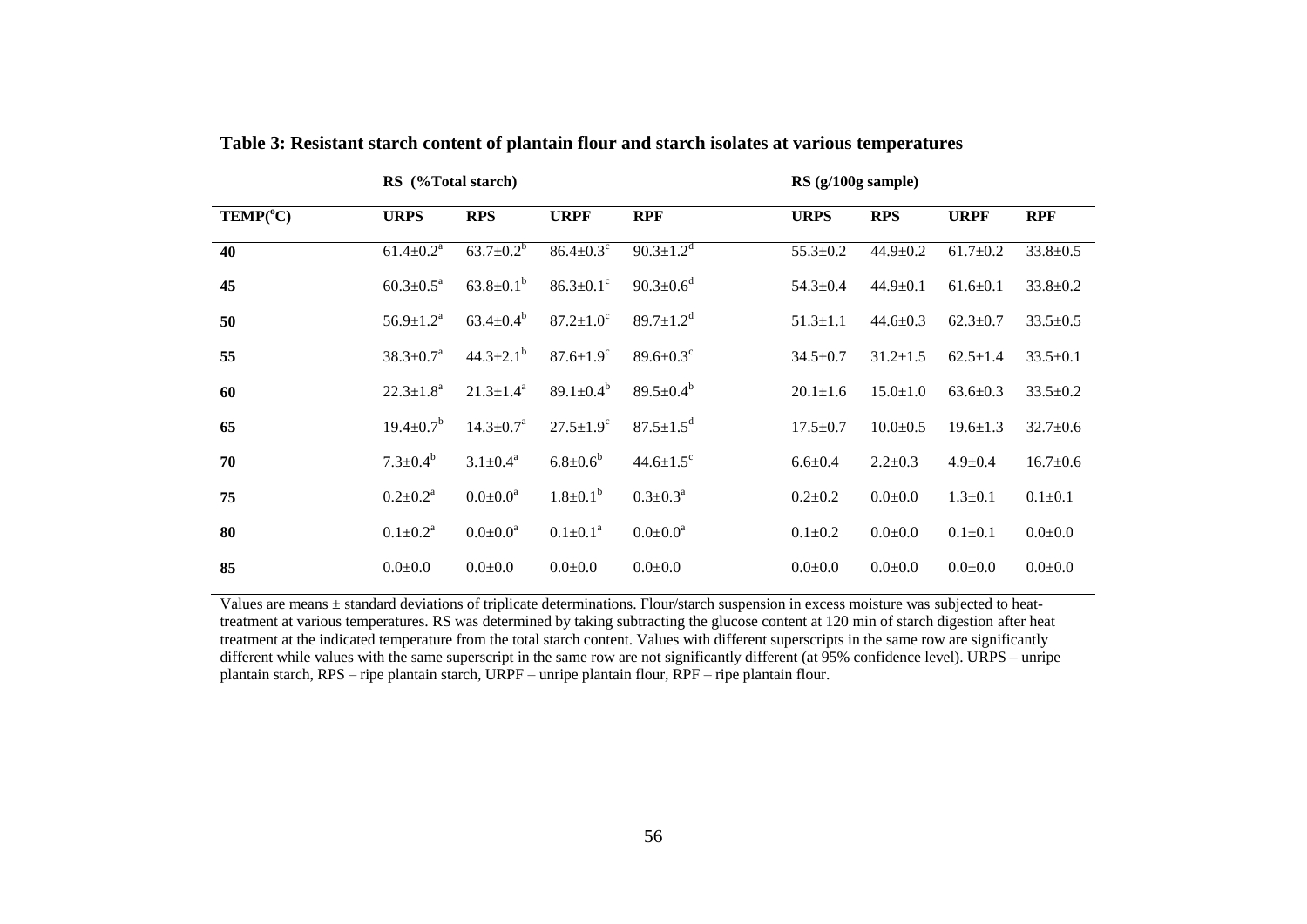**Table 3: Resistant starch content of plantain flour and starch isolates at various temperatures**

| | RS (%Total starch) | | | | RS (g/100g sample) | | | |
|---|---|---|---|---|---|---|---|---|
| TEMP($^{o}$C) | URPS | RPS | URPF | RPF | URPS | RPS | URPF | RPF |
| 40 | 61.4±0.2$^{a}$ | 63.7±0.2$^{b}$ | 86.4±0.3$^{c}$ | 90.3±1.2$^{d}$ | 55.3±0.2 | 44.9±0.2 | 61.7±0.2 | 33.8±0.5 |
| 45 | 60.3±0.5$^{a}$ | 63.8±0.1$^{b}$ | 86.3±0.1$^{c}$ | 90.3±0.6$^{d}$ | 54.3±0.4 | 44.9±0.1 | 61.6±0.1 | 33.8±0.2 |
| 50 | 56.9±1.2$^{a}$ | 63.4±0.4$^{b}$ | 87.2±1.0$^{c}$ | 89.7±1.2$^{d}$ | 51.3±1.1 | 44.6±0.3 | 62.3±0.7 | 33.5±0.5 |
| 55 | 38.3±0.7$^{a}$ | 44.3±2.1$^{b}$ | 87.6±1.9$^{c}$ | 89.6±0.3$^{c}$ | 34.5±0.7 | 31.2±1.5 | 62.5±1.4 | 33.5±0.1 |
| 60 | 22.3±1.8$^{a}$ | 21.3±1.4$^{a}$ | 89.1±0.4$^{b}$ | 89.5±0.4$^{b}$ | 20.1±1.6 | 15.0±1.0 | 63.6±0.3 | 33.5±0.2 |
| 65 | 19.4±0.7$^{b}$ | 14.3±0.7$^{a}$ | 27.5±1.9$^{c}$ | 87.5±1.5$^{d}$ | 17.5±0.7 | 10.0±0.5 | 19.6±1.3 | 32.7±0.6 |
| 70 | 7.3±0.4$^{b}$ | 3.1±0.4$^{a}$ | 6.8±0.6$^{b}$ | 44.6±1.5$^{c}$ | 6.6±0.4 | 2.2±0.3 | 4.9±0.4 | 16.7±0.6 |
| 75 | 0.2±0.2$^{a}$ | 0.0±0.0$^{a}$ | 1.8±0.1$^{b}$ | 0.3±0.3$^{a}$ | 0.2±0.2 | 0.0±0.0 | 1.3±0.1 | 0.1±0.1 |
| 80 | 0.1±0.2$^{a}$ | 0.0±0.0$^{a}$ | 0.1±0.1$^{a}$ | 0.0±0.0$^{a}$ | 0.1±0.2 | 0.0±0.0 | 0.1±0.1 | 0.0±0.0 |
| 85 | 0.0±0.0 | 0.0±0.0 | 0.0±0.0 | 0.0±0.0 | 0.0±0.0 | 0.0±0.0 | 0.0±0.0 | 0.0±0.0 |

Values are means ± standard deviations of triplicate determinations. Flour/starch suspension in excess moisture was subjected to heat-treatment at various temperatures. RS was determined by taking subtracting the glucose content at 120 min of starch digestion after heat treatment at the indicated temperature from the total starch content. Values with different superscripts in the same row are significantly different while values with the same superscript in the same row are not significantly different (at 95% confidence level). URPS – unripe plantain starch, RPS – ripe plantain starch, URPF – unripe plantain flour, RPF – ripe plantain flour.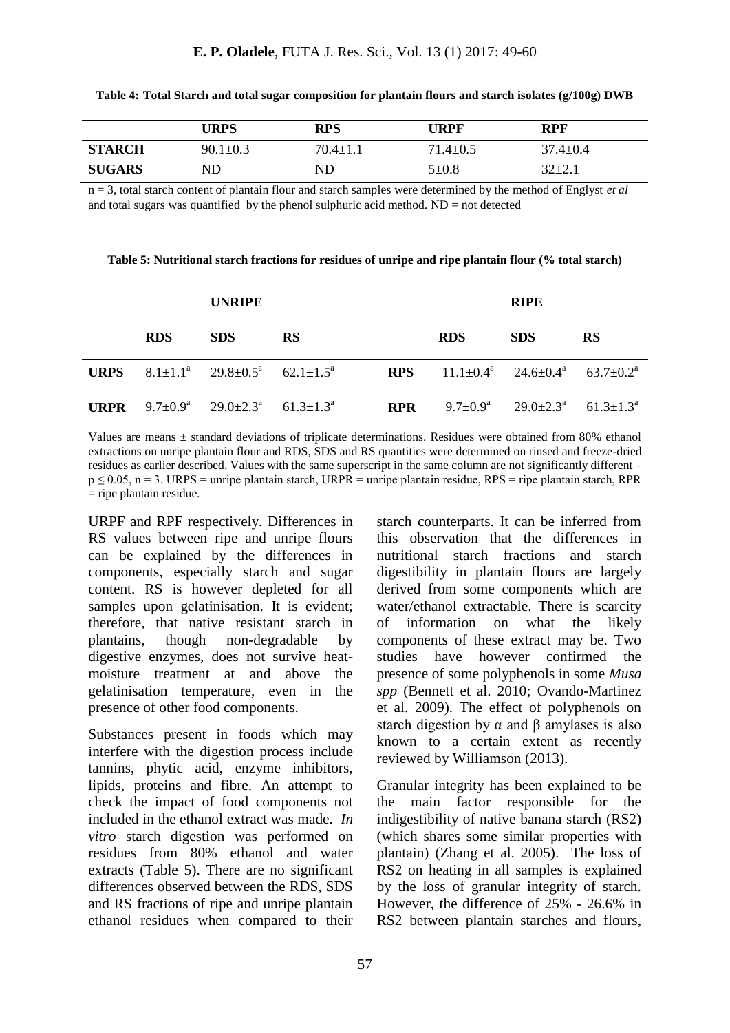**Table 4: Total Starch and total sugar composition for plantain flours and starch isolates (g/100g) DWB**

| | URPS | RPS | URPF | RPF |
|---|---|---|---|---|
| **STARCH** | 90.1±0.3 | 70.4±1.1 | 71.4±0.5 | 37.4±0.4 |
| **SUGARS** | ND | ND | 5±0.8 | 32±2.1 |

n = 3, total starch content of plantain flour and starch samples were determined by the method of Englyst *et al* and total sugars was quantified by the phenol sulphuric acid method. ND = not detected

**Table 5: Nutritional starch fractions for residues of unripe and ripe plantain flour (% total starch)**

| | UNRIPE | | | | RIPE | | |
|---|---|---|---|---|---|---|---|
| | **RDS** | **SDS** | **RS** | | **RDS** | **SDS** | **RS** |
| **URPS** | $8.1\pm1.1^{a}$ | $29.8\pm0.5^{a}$ | $62.1\pm1.5^{a}$ | **RPS** | $11.1\pm0.4^{a}$ | $24.6\pm0.4^{a}$ | $63.7\pm0.2^{a}$ |
| **URPR** | $9.7\pm0.9^{a}$ | $29.0\pm2.3^{a}$ | $61.3\pm1.3^{a}$ | **RPR** | $9.7\pm0.9^{a}$ | $29.0\pm2.3^{a}$ | $61.3\pm1.3^{a}$ |

Values are means ± standard deviations of triplicate determinations. Residues were obtained from 80% ethanol extractions on unripe plantain flour and RDS, SDS and RS quantities were determined on rinsed and freeze-dried residues as earlier described. Values with the same superscript in the same column are not significantly different – $p \leq 0.05$, n = 3. URPS = unripe plantain starch, URPR = unripe plantain residue, RPS = ripe plantain starch, RPR = ripe plantain residue.

URPF and RPF respectively. Differences in RS values between ripe and unripe flours can be explained by the differences in components, especially starch and sugar content. RS is however depleted for all samples upon gelatinisation. It is evident; therefore, that native resistant starch in plantains, though non-degradable by digestive enzymes, does not survive heat-moisture treatment at and above the gelatinisation temperature, even in the presence of other food components.

Substances present in foods which may interfere with the digestion process include tannins, phytic acid, enzyme inhibitors, lipids, proteins and fibre. An attempt to check the impact of food components not included in the ethanol extract was made. *In vitro* starch digestion was performed on residues from 80% ethanol and water extracts (Table 5). There are no significant differences observed between the RDS, SDS and RS fractions of ripe and unripe plantain ethanol residues when compared to their starch counterparts. It can be inferred from this observation that the differences in nutritional starch fractions and starch digestibility in plantain flours are largely derived from some components which are water/ethanol extractable. There is scarcity of information on what the likely components of these extract may be. Two studies have however confirmed the presence of some polyphenols in some *Musa spp* (Bennett et al. 2010; Ovando-Martinez et al. 2009). The effect of polyphenols on starch digestion by α and β amylases is also known to a certain extent as recently reviewed by Williamson (2013).

Granular integrity has been explained to be the main factor responsible for the indigestibility of native banana starch (RS2) (which shares some similar properties with plantain) (Zhang et al. 2005). The loss of RS2 on heating in all samples is explained by the loss of granular integrity of starch. However, the difference of 25% - 26.6% in RS2 between plantain starches and flours,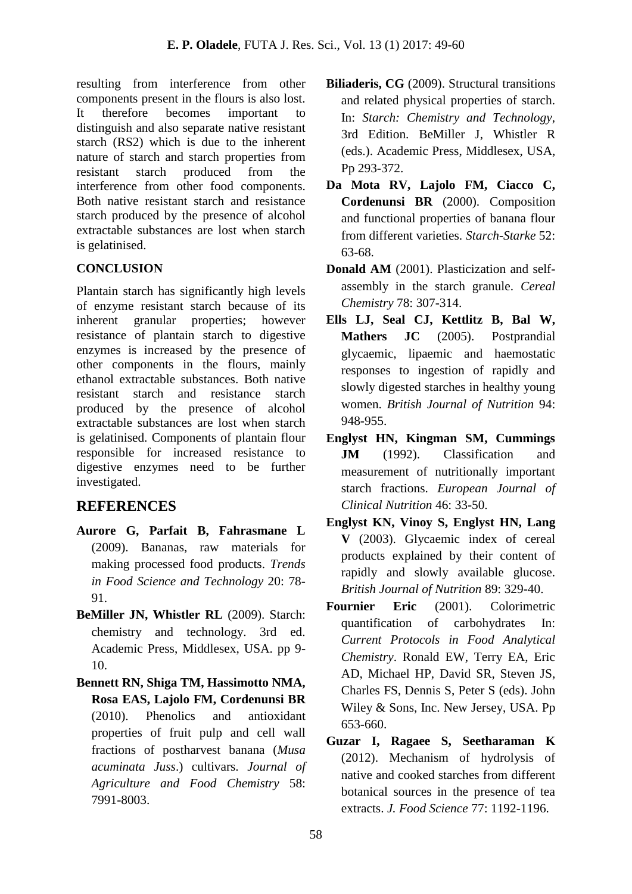resulting from interference from other components present in the flours is also lost. It therefore becomes important to distinguish and also separate native resistant starch (RS2) which is due to the inherent nature of starch and starch properties from resistant starch produced from the interference from other food components. Both native resistant starch and resistance starch produced by the presence of alcohol extractable substances are lost when starch is gelatinised.

## CONCLUSION

Plantain starch has significantly high levels of enzyme resistant starch because of its inherent granular properties; however resistance of plantain starch to digestive enzymes is increased by the presence of other components in the flours, mainly ethanol extractable substances. Both native resistant starch and resistance starch produced by the presence of alcohol extractable substances are lost when starch is gelatinised. Components of plantain flour responsible for increased resistance to digestive enzymes need to be further investigated.

## REFERENCES

**Aurore G, Parfait B, Fahrasmane L** (2009). Bananas, raw materials for making processed food products. *Trends in Food Science and Technology* 20: 78-91.

**BeMiller JN, Whistler RL** (2009). Starch: chemistry and technology. 3rd ed. Academic Press, Middlesex, USA. pp 9-10.

**Bennett RN, Shiga TM, Hassimotto NMA, Rosa EAS, Lajolo FM, Cordenunsi BR** (2010). Phenolics and antioxidant properties of fruit pulp and cell wall fractions of postharvest banana (*Musa acuminata Juss*.) cultivars. *Journal of Agriculture and Food Chemistry* 58: 7991-8003.

**Biliaderis, CG** (2009). Structural transitions and related physical properties of starch. In: *Starch: Chemistry and Technology*, 3rd Edition. BeMiller J, Whistler R (eds.). Academic Press, Middlesex, USA, Pp 293-372.

**Da Mota RV, Lajolo FM, Ciacco C, Cordenunsi BR** (2000). Composition and functional properties of banana flour from different varieties. *Starch-Starke* 52: 63-68.

**Donald AM** (2001). Plasticization and self-assembly in the starch granule. *Cereal Chemistry* 78: 307-314.

**Ells LJ, Seal CJ, Kettlitz B, Bal W, Mathers JC** (2005). Postprandial glycaemic, lipaemic and haemostatic responses to ingestion of rapidly and slowly digested starches in healthy young women. *British Journal of Nutrition* 94: 948-955.

**Englyst HN, Kingman SM, Cummings JM** (1992). Classification and measurement of nutritionally important starch fractions. *European Journal of Clinical Nutrition* 46: 33-50.

**Englyst KN, Vinoy S, Englyst HN, Lang V** (2003). Glycaemic index of cereal products explained by their content of rapidly and slowly available glucose. *British Journal of Nutrition* 89: 329-40.

**Fournier Eric** (2001). Colorimetric quantification of carbohydrates In: *Current Protocols in Food Analytical Chemistry*. Ronald EW, Terry EA, Eric AD, Michael HP, David SR, Steven JS, Charles FS, Dennis S, Peter S (eds). John Wiley & Sons, Inc. New Jersey, USA. Pp 653-660.

**Guzar I, Ragaee S, Seetharaman K** (2012). Mechanism of hydrolysis of native and cooked starches from different botanical sources in the presence of tea extracts. *J. Food Science* 77: 1192-1196.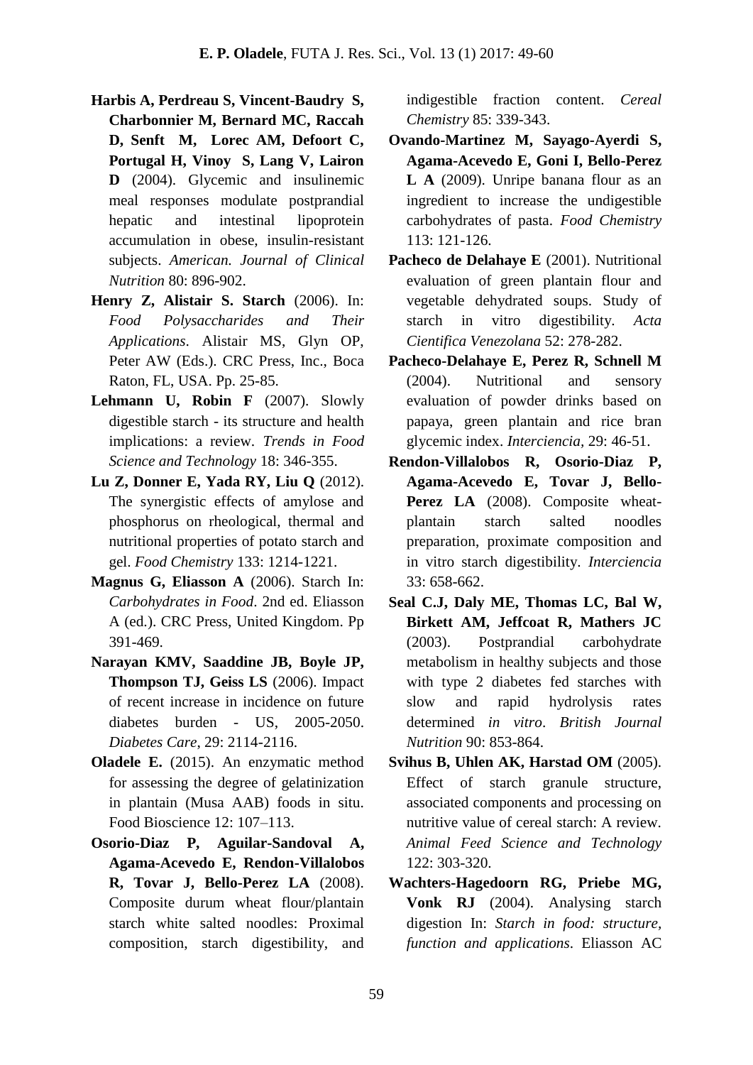**Harbis A, Perdreau S, Vincent-Baudry S, Charbonnier M, Bernard MC, Raccah D, Senft M, Lorec AM, Defoort C, Portugal H, Vinoy S, Lang V, Lairon D** (2004). Glycemic and insulinemic meal responses modulate postprandial hepatic and intestinal lipoprotein accumulation in obese, insulin-resistant subjects. *American. Journal of Clinical Nutrition* 80: 896-902.

**Henry Z, Alistair S. Starch** (2006). In: *Food Polysaccharides and Their Applications*. Alistair MS, Glyn OP, Peter AW (Eds.). CRC Press, Inc., Boca Raton, FL, USA. Pp. 25-85.

**Lehmann U, Robin F** (2007). Slowly digestible starch - its structure and health implications: a review. *Trends in Food Science and Technology* 18: 346-355.

**Lu Z, Donner E, Yada RY, Liu Q** (2012). The synergistic effects of amylose and phosphorus on rheological, thermal and nutritional properties of potato starch and gel. *Food Chemistry* 133: 1214-1221.

**Magnus G, Eliasson A** (2006). Starch In: *Carbohydrates in Food*. 2nd ed. Eliasson A (ed.). CRC Press, United Kingdom. Pp 391-469.

**Narayan KMV, Saaddine JB, Boyle JP, Thompson TJ, Geiss LS** (2006). Impact of recent increase in incidence on future diabetes burden - US, 2005-2050. *Diabetes Care*, 29: 2114-2116.

**Oladele E.** (2015). An enzymatic method for assessing the degree of gelatinization in plantain (Musa AAB) foods in situ. Food Bioscience 12: 107–113.

**Osorio-Diaz P, Aguilar-Sandoval A, Agama-Acevedo E, Rendon-Villalobos R, Tovar J, Bello-Perez LA** (2008). Composite durum wheat flour/plantain starch white salted noodles: Proximal composition, starch digestibility, and indigestible fraction content. *Cereal Chemistry* 85: 339-343.

**Ovando-Martinez M, Sayago-Ayerdi S, Agama-Acevedo E, Goni I, Bello-Perez L A** (2009). Unripe banana flour as an ingredient to increase the undigestible carbohydrates of pasta. *Food Chemistry* 113: 121-126.

**Pacheco de Delahaye E** (2001). Nutritional evaluation of green plantain flour and vegetable dehydrated soups. Study of starch in vitro digestibility. *Acta Cientifica Venezolana* 52: 278-282.

**Pacheco-Delahaye E, Perez R, Schnell M** (2004). Nutritional and sensory evaluation of powder drinks based on papaya, green plantain and rice bran glycemic index. *Interciencia,* 29: 46-51.

**Rendon-Villalobos R, Osorio-Diaz P, Agama-Acevedo E, Tovar J, Bello-Perez LA** (2008). Composite wheat-plantain starch salted noodles preparation, proximate composition and in vitro starch digestibility. *Interciencia* 33: 658-662.

**Seal C.J, Daly ME, Thomas LC, Bal W, Birkett AM, Jeffcoat R, Mathers JC** (2003). Postprandial carbohydrate metabolism in healthy subjects and those with type 2 diabetes fed starches with slow and rapid hydrolysis rates determined *in vitro*. *British Journal Nutrition* 90: 853-864.

**Svihus B, Uhlen AK, Harstad OM** (2005). Effect of starch granule structure, associated components and processing on nutritive value of cereal starch: A review. *Animal Feed Science and Technology* 122: 303-320.

**Wachters-Hagedoorn RG, Priebe MG, Vonk RJ** (2004). Analysing starch digestion In: *Starch in food: structure, function and applications*. Eliasson AC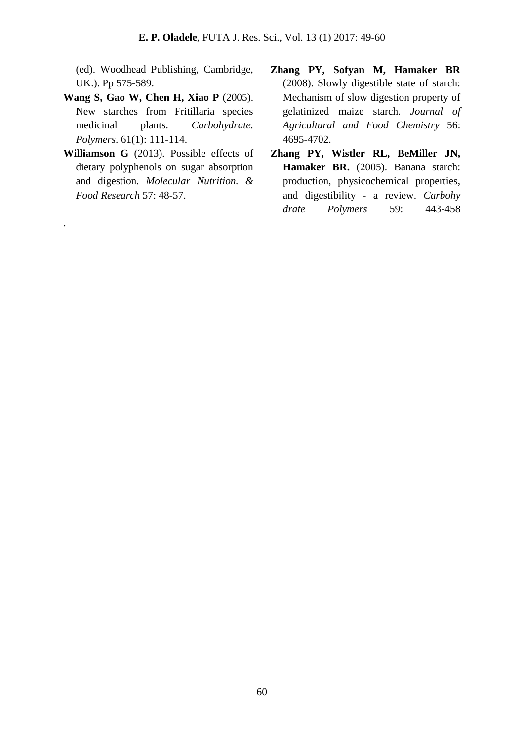(ed). Woodhead Publishing, Cambridge, UK.). Pp 575-589.

**Wang S, Gao W, Chen H, Xiao P** (2005). New starches from Fritillaria species medicinal plants. *Carbohydrate. Polymers*. 61(1): 111-114.

**Williamson G** (2013). Possible effects of dietary polyphenols on sugar absorption and digestion. *Molecular Nutrition. & Food Research* 57: 48-57.

.

**Zhang PY, Sofyan M, Hamaker BR** (2008). Slowly digestible state of starch: Mechanism of slow digestion property of gelatinized maize starch. *Journal of Agricultural and Food Chemistry* 56: 4695-4702.

**Zhang PY, Wistler RL, BeMiller JN, Hamaker BR.** (2005). Banana starch: production, physicochemical properties, and digestibility - a review. *Carbohy drate Polymers* 59: 443-458